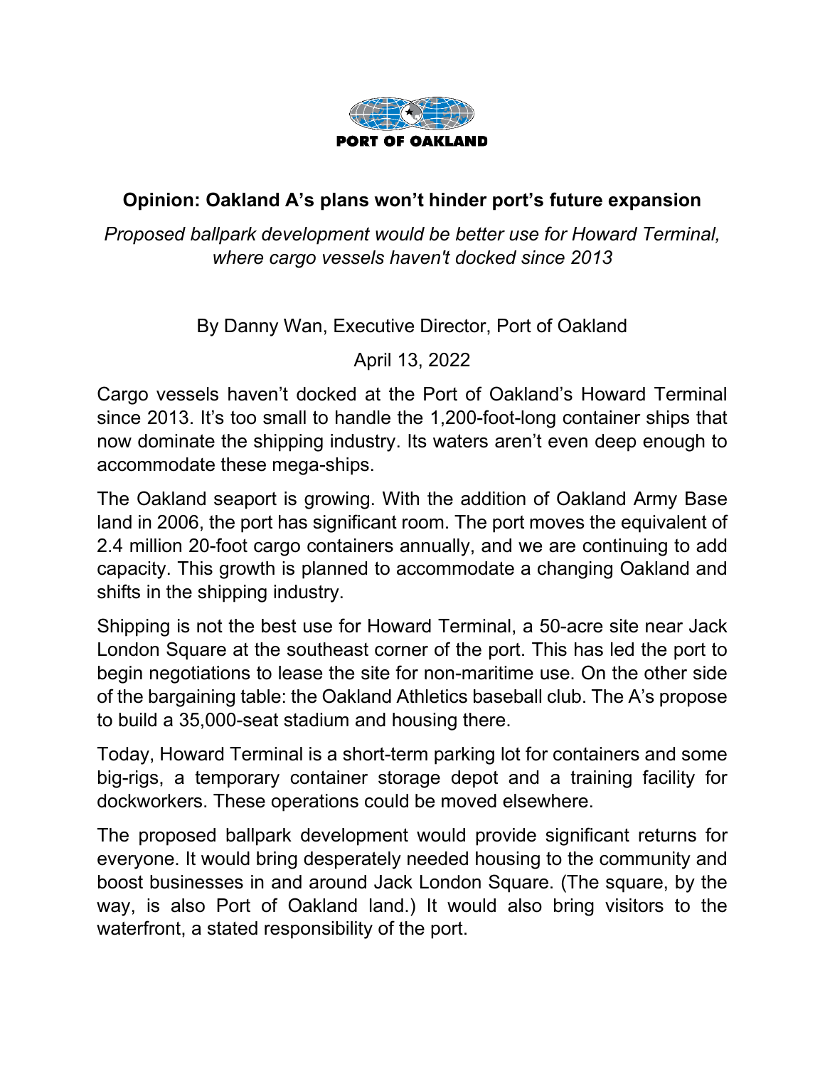PORT OF OAKLAND

# Opinion: Oakland A's plans won't hinder port's future expansion

*Proposed ballpark development would be better use for Howard Terminal, where cargo vessels haven't docked since 2013*

By Danny Wan, Executive Director, Port of Oakland

April 13, 2022

Cargo vessels haven't docked at the Port of Oakland's Howard Terminal since 2013. It's too small to handle the 1,200-foot-long container ships that now dominate the shipping industry. Its waters aren't even deep enough to accommodate these mega-ships.

The Oakland seaport is growing. With the addition of Oakland Army Base land in 2006, the port has significant room. The port moves the equivalent of 2.4 million 20-foot cargo containers annually, and we are continuing to add capacity. This growth is planned to accommodate a changing Oakland and shifts in the shipping industry.

Shipping is not the best use for Howard Terminal, a 50-acre site near Jack London Square at the southeast corner of the port. This has led the port to begin negotiations to lease the site for non-maritime use. On the other side of the bargaining table: the Oakland Athletics baseball club. The A's propose to build a 35,000-seat stadium and housing there.

Today, Howard Terminal is a short-term parking lot for containers and some big-rigs, a temporary container storage depot and a training facility for dockworkers. These operations could be moved elsewhere.

The proposed ballpark development would provide significant returns for everyone. It would bring desperately needed housing to the community and boost businesses in and around Jack London Square. (The square, by the way, is also Port of Oakland land.) It would also bring visitors to the waterfront, a stated responsibility of the port.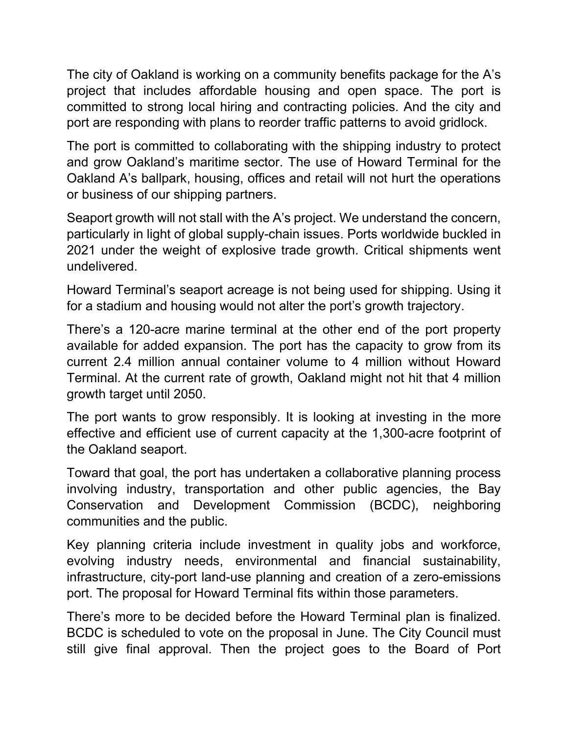The city of Oakland is working on a community benefits package for the A's project that includes affordable housing and open space. The port is committed to strong local hiring and contracting policies. And the city and port are responding with plans to reorder traffic patterns to avoid gridlock.

The port is committed to collaborating with the shipping industry to protect and grow Oakland's maritime sector. The use of Howard Terminal for the Oakland A's ballpark, housing, offices and retail will not hurt the operations or business of our shipping partners.

Seaport growth will not stall with the A's project. We understand the concern, particularly in light of global supply-chain issues. Ports worldwide buckled in 2021 under the weight of explosive trade growth. Critical shipments went undelivered.

Howard Terminal's seaport acreage is not being used for shipping. Using it for a stadium and housing would not alter the port's growth trajectory.

There's a 120-acre marine terminal at the other end of the port property available for added expansion. The port has the capacity to grow from its current 2.4 million annual container volume to 4 million without Howard Terminal. At the current rate of growth, Oakland might not hit that 4 million growth target until 2050.

The port wants to grow responsibly. It is looking at investing in the more effective and efficient use of current capacity at the 1,300-acre footprint of the Oakland seaport.

Toward that goal, the port has undertaken a collaborative planning process involving industry, transportation and other public agencies, the Bay Conservation and Development Commission (BCDC), neighboring communities and the public.

Key planning criteria include investment in quality jobs and workforce, evolving industry needs, environmental and financial sustainability, infrastructure, city-port land-use planning and creation of a zero-emissions port. The proposal for Howard Terminal fits within those parameters.

There's more to be decided before the Howard Terminal plan is finalized. BCDC is scheduled to vote on the proposal in June. The City Council must still give final approval. Then the project goes to the Board of Port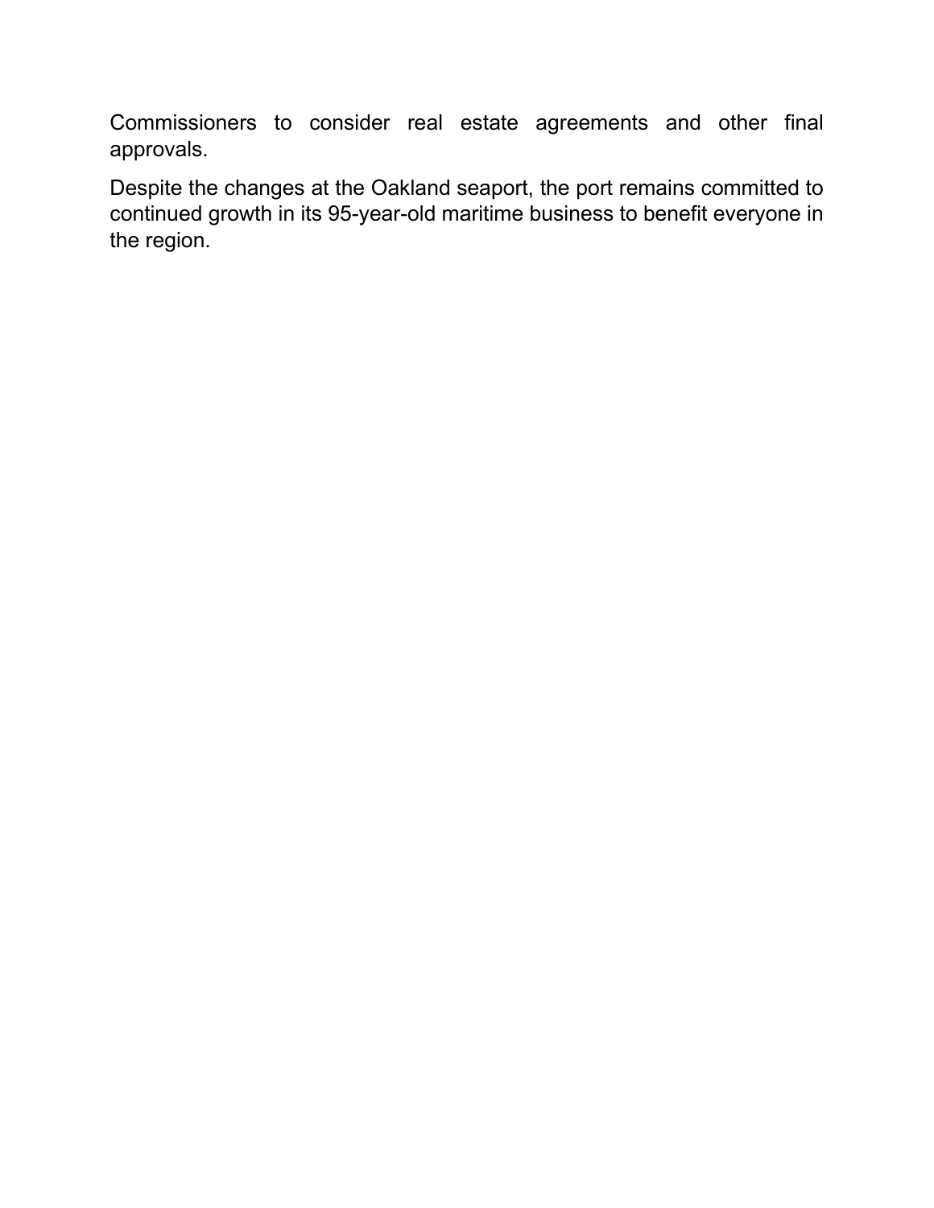Commissioners to consider real estate agreements and other final approvals.

Despite the changes at the Oakland seaport, the port remains committed to continued growth in its 95-year-old maritime business to benefit everyone in the region.